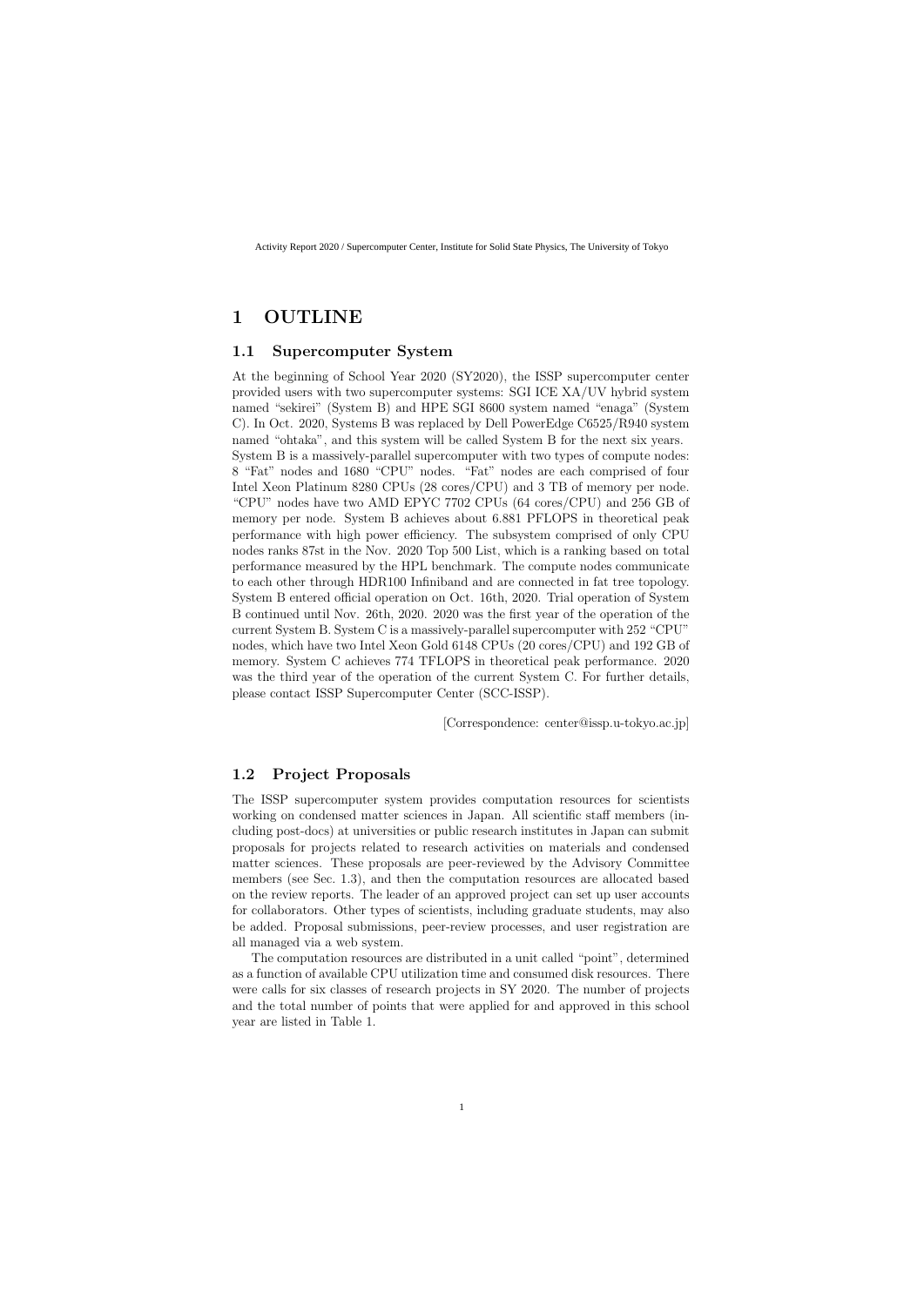# 1 OUTLINE

## 1.1 Supercomputer System

At the beginning of School Year 2020 (SY2020), the ISSP supercomputer center provided users with two supercomputer systems: SGI ICE XA/UV hybrid system named "sekirei" (System B) and HPE SGI 8600 system named "enaga" (System C). In Oct. 2020, Systems B was replaced by Dell PowerEdge C6525/R940 system named "ohtaka", and this system will be called System B for the next six years. System B is a massively-parallel supercomputer with two types of compute nodes: 8 "Fat" nodes and 1680 "CPU" nodes. "Fat" nodes are each comprised of four Intel Xeon Platinum 8280 CPUs (28 cores/CPU) and 3 TB of memory per node. "CPU" nodes have two AMD EPYC 7702 CPUs (64 cores/CPU) and 256 GB of memory per node. System B achieves about 6.881 PFLOPS in theoretical peak performance with high power efficiency. The subsystem comprised of only CPU nodes ranks 87st in the Nov. 2020 Top 500 List, which is a ranking based on total performance measured by the HPL benchmark. The compute nodes communicate to each other through HDR100 Infiniband and are connected in fat tree topology. System B entered official operation on Oct. 16th, 2020. Trial operation of System B continued until Nov. 26th, 2020. 2020 was the first year of the operation of the current System B. System C is a massively-parallel supercomputer with 252 "CPU" nodes, which have two Intel Xeon Gold 6148 CPUs (20 cores/CPU) and 192 GB of memory. System C achieves 774 TFLOPS in theoretical peak performance. 2020 was the third year of the operation of the current System C. For further details, please contact ISSP Supercomputer Center (SCC-ISSP).

[Correspondence: center@issp.u-tokyo.ac.jp]

## 1.2 Project Proposals

The ISSP supercomputer system provides computation resources for scientists working on condensed matter sciences in Japan. All scientific staff members (including post-docs) at universities or public research institutes in Japan can submit proposals for projects related to research activities on materials and condensed matter sciences. These proposals are peer-reviewed by the Advisory Committee members (see Sec. 1.3), and then the computation resources are allocated based on the review reports. The leader of an approved project can set up user accounts for collaborators. Other types of scientists, including graduate students, may also be added. Proposal submissions, peer-review processes, and user registration are all managed via a web system.

The computation resources are distributed in a unit called "point", determined as a function of available CPU utilization time and consumed disk resources. There were calls for six classes of research projects in SY 2020. The number of projects and the total number of points that were applied for and approved in this school year are listed in Table 1.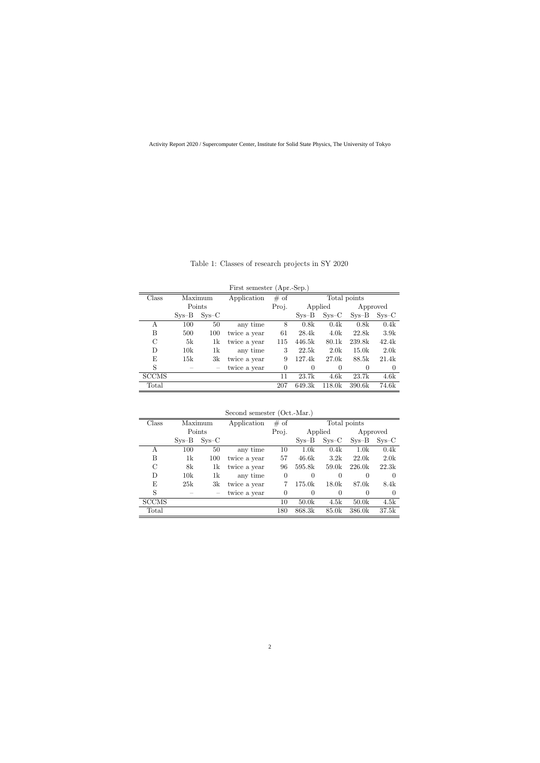Table 1: Classes of research projects in SY 2020

First semester (Apr.-Sep.)

| Class | Maximum Points | | Application | # of Proj. | Total points | | | |
|---|---|---|---|---|---|---|---|---|
| | | | | | Applied | | Approved | |
| | Sys–B | Sys–C | | | Sys–B | Sys–C | Sys–B | Sys–C |
| A | 100 | 50 | any time | 8 | 0.8k | 0.4k | 0.8k | 0.4k |
| B | 500 | 100 | twice a year | 61 | 28.4k | 4.0k | 22.8k | 3.9k |
| C | 5k | 1k | twice a year | 115 | 446.5k | 80.1k | 239.8k | 42.4k |
| D | 10k | 1k | any time | 3 | 22.5k | 2.0k | 15.0k | 2.0k |
| E | 15k | 3k | twice a year | 9 | 127.4k | 27.0k | 88.5k | 21.4k |
| S | – | – | twice a year | 0 | 0 | 0 | 0 | 0 |
| SCCMS | | | | 11 | 23.7k | 4.6k | 23.7k | 4.6k |
| Total | | | | 207 | 649.3k | 118.0k | 390.6k | 74.6k |

Second semester (Oct.-Mar.)

| Class | Maximum Points | | Application | # of Proj. | Total points | | | |
|---|---|---|---|---|---|---|---|---|
| | | | | | Applied | | Approved | |
| | Sys–B | Sys–C | | | Sys–B | Sys–C | Sys–B | Sys–C |
| A | 100 | 50 | any time | 10 | 1.0k | 0.4k | 1.0k | 0.4k |
| B | 1k | 100 | twice a year | 57 | 46.6k | 3.2k | 22.0k | 2.0k |
| C | 8k | 1k | twice a year | 96 | 595.8k | 59.0k | 226.0k | 22.3k |
| D | 10k | 1k | any time | 0 | 0 | 0 | 0 | 0 |
| E | 25k | 3k | twice a year | 7 | 175.0k | 18.0k | 87.0k | 8.4k |
| S | – | – | twice a year | 0 | 0 | 0 | 0 | 0 |
| SCCMS | | | | 10 | 50.0k | 4.5k | 50.0k | 4.5k |
| Total | | | | 180 | 868.3k | 85.0k | 386.0k | 37.5k |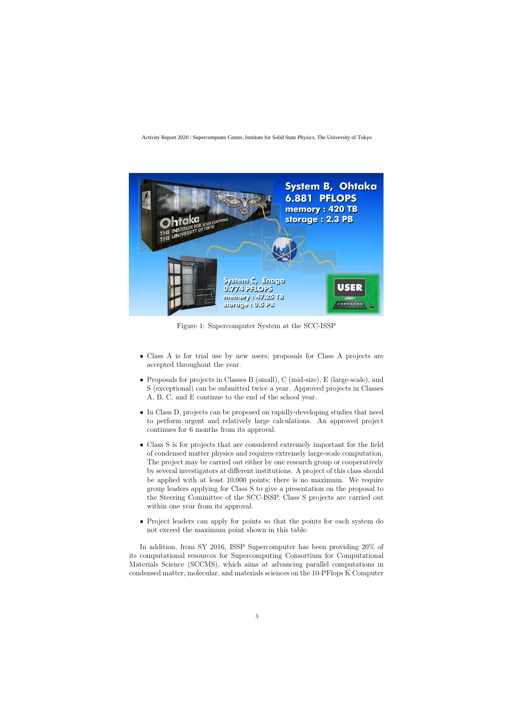Figure 1: Supercomputer System at the SCC-ISSP

- Class A is for trial use by new users; proposals for Class A projects are accepted throughout the year.
- Proposals for projects in Classes B (small), C (mid-size), E (large-scale), and S (exceptional) can be submitted twice a year. Approved projects in Classes A, B, C, and E continue to the end of the school year.
- In Class D, projects can be proposed on rapidly-developing studies that need to perform urgent and relatively large calculations. An approved project continues for 6 months from its approval.
- Class S is for projects that are considered extremely important for the field of condensed matter physics and requires extremely large-scale computation. The project may be carried out either by one research group or cooperatively by several investigators at different institutions. A project of this class should be applied with at least 10,000 points; there is no maximum. We require group leaders applying for Class S to give a presentation on the proposal to the Steering Committee of the SCC-ISSP. Class S projects are carried out within one year from its approval.
- Project leaders can apply for points so that the points for each system do not exceed the maximum point shown in this table.

In addition, from SY 2016, ISSP Supercomputer has been providing 20% of its computational resources for Supercomputing Consortium for Computational Materials Science (SCCMS), which aims at advancing parallel computations in condensed matter, molecular, and materials sciences on the 10-PFlops K Computer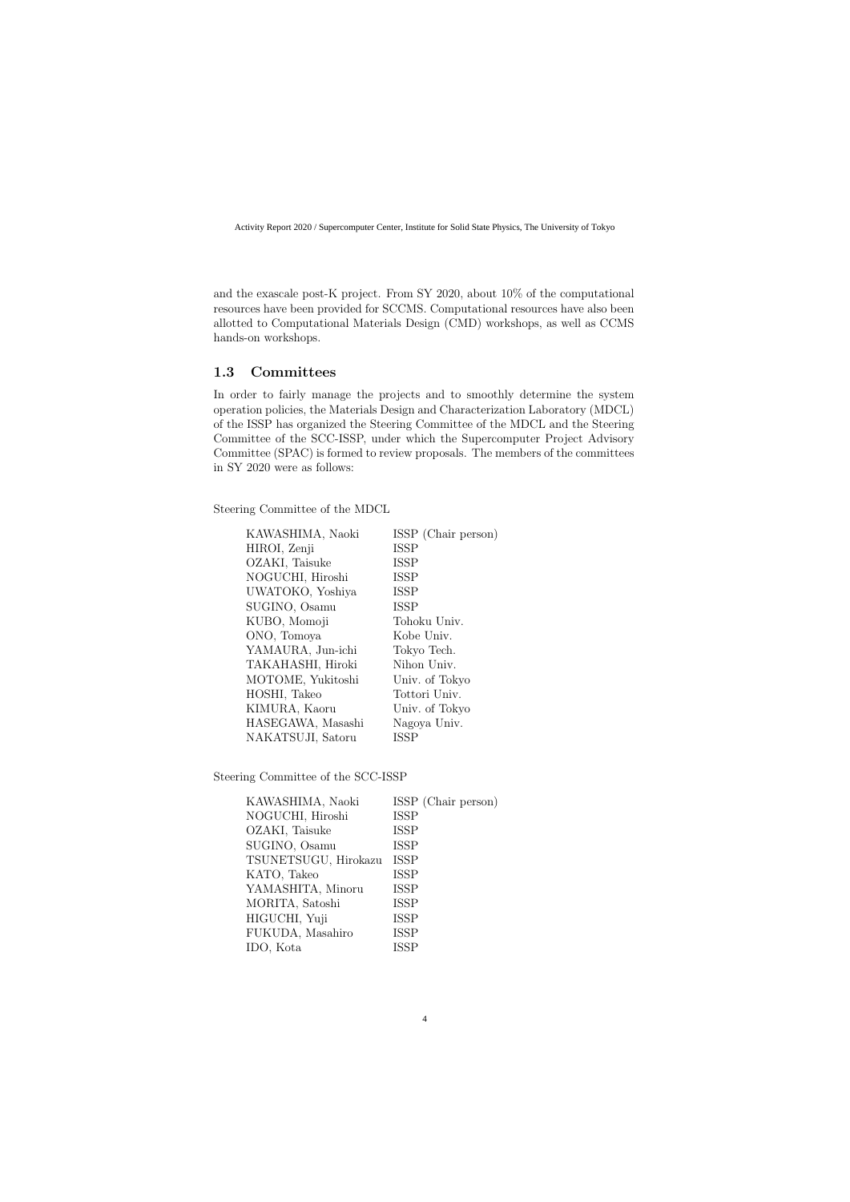and the exascale post-K project. From SY 2020, about 10% of the computational resources have been provided for SCCMS. Computational resources have also been allotted to Computational Materials Design (CMD) workshops, as well as CCMS hands-on workshops.

## 1.3 Committees

In order to fairly manage the projects and to smoothly determine the system operation policies, the Materials Design and Characterization Laboratory (MDCL) of the ISSP has organized the Steering Committee of the MDCL and the Steering Committee of the SCC-ISSP, under which the Supercomputer Project Advisory Committee (SPAC) is formed to review proposals. The members of the committees in SY 2020 were as follows:

Steering Committee of the MDCL

| | |
|---|---|
| KAWASHIMA, Naoki | ISSP (Chair person) |
| HIROI, Zenji | ISSP |
| OZAKI, Taisuke | ISSP |
| NOGUCHI, Hiroshi | ISSP |
| UWATOKO, Yoshiya | ISSP |
| SUGINO, Osamu | ISSP |
| KUBO, Momoji | Tohoku Univ. |
| ONO, Tomoya | Kobe Univ. |
| YAMAURA, Jun-ichi | Tokyo Tech. |
| TAKAHASHI, Hiroki | Nihon Univ. |
| MOTOME, Yukitoshi | Univ. of Tokyo |
| HOSHI, Takeo | Tottori Univ. |
| KIMURA, Kaoru | Univ. of Tokyo |
| HASEGAWA, Masashi | Nagoya Univ. |
| NAKATSUJI, Satoru | ISSP |

Steering Committee of the SCC-ISSP

| | |
|---|---|
| KAWASHIMA, Naoki | ISSP (Chair person) |
| NOGUCHI, Hiroshi | ISSP |
| OZAKI, Taisuke | ISSP |
| SUGINO, Osamu | ISSP |
| TSUNETSUGU, Hirokazu | ISSP |
| KATO, Takeo | ISSP |
| YAMASHITA, Minoru | ISSP |
| MORITA, Satoshi | ISSP |
| HIGUCHI, Yuji | ISSP |
| FUKUDA, Masahiro | ISSP |
| IDO, Kota | ISSP |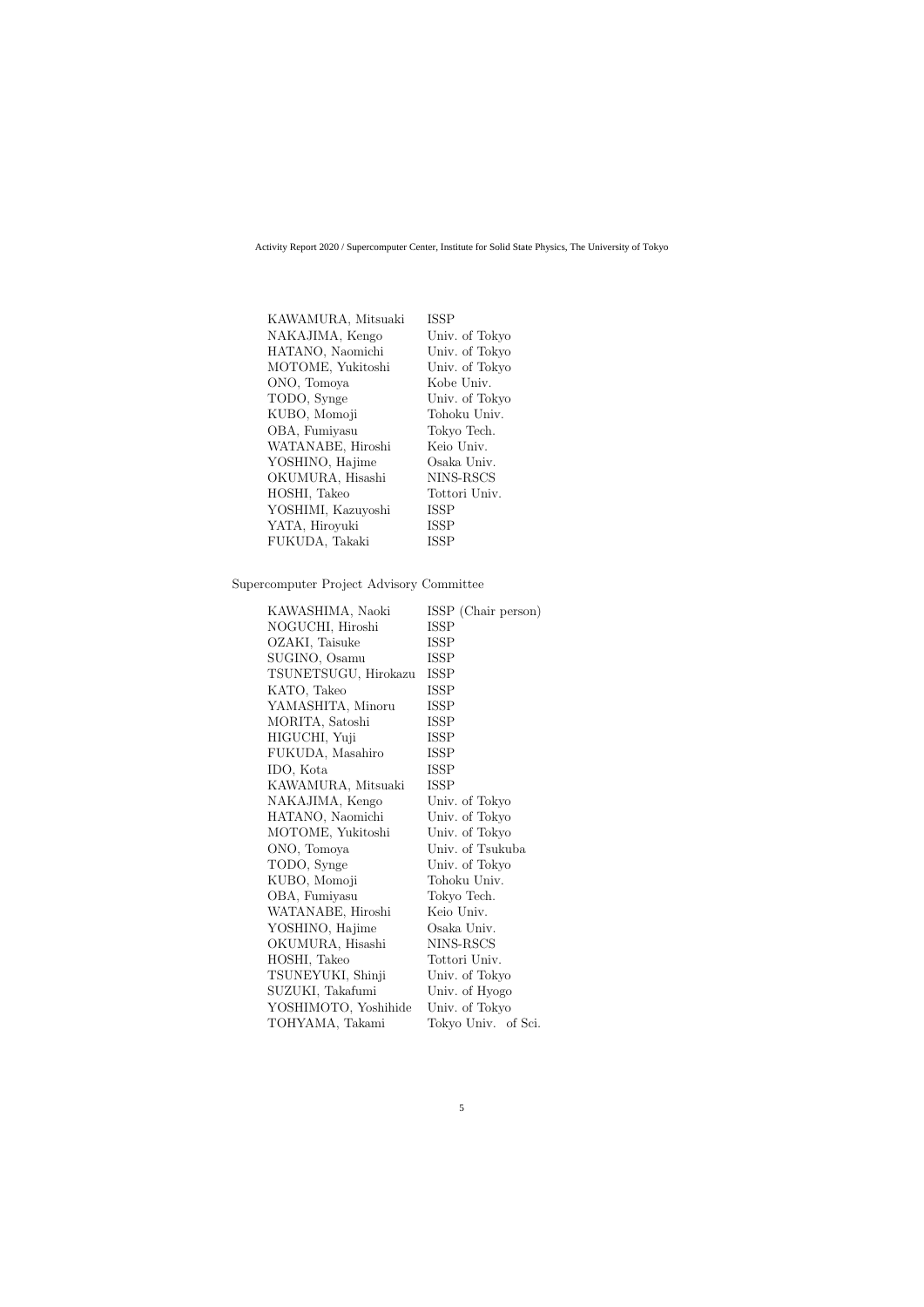| | |
|---|---|
| KAWAMURA, Mitsuaki | ISSP |
| NAKAJIMA, Kengo | Univ. of Tokyo |
| HATANO, Naomichi | Univ. of Tokyo |
| MOTOME, Yukitoshi | Univ. of Tokyo |
| ONO, Tomoya | Kobe Univ. |
| TODO, Synge | Univ. of Tokyo |
| KUBO, Momoji | Tohoku Univ. |
| OBA, Fumiyasu | Tokyo Tech. |
| WATANABE, Hiroshi | Keio Univ. |
| YOSHINO, Hajime | Osaka Univ. |
| OKUMURA, Hisashi | NINS-RSCS |
| HOSHI, Takeo | Tottori Univ. |
| YOSHIMI, Kazuyoshi | ISSP |
| YATA, Hiroyuki | ISSP |
| FUKUDA, Takaki | ISSP |

Supercomputer Project Advisory Committee

| | |
|---|---|
| KAWASHIMA, Naoki | ISSP (Chair person) |
| NOGUCHI, Hiroshi | ISSP |
| OZAKI, Taisuke | ISSP |
| SUGINO, Osamu | ISSP |
| TSUNETSUGU, Hirokazu | ISSP |
| KATO, Takeo | ISSP |
| YAMASHITA, Minoru | ISSP |
| MORITA, Satoshi | ISSP |
| HIGUCHI, Yuji | ISSP |
| FUKUDA, Masahiro | ISSP |
| IDO, Kota | ISSP |
| KAWAMURA, Mitsuaki | ISSP |
| NAKAJIMA, Kengo | Univ. of Tokyo |
| HATANO, Naomichi | Univ. of Tokyo |
| MOTOME, Yukitoshi | Univ. of Tokyo |
| ONO, Tomoya | Univ. of Tsukuba |
| TODO, Synge | Univ. of Tokyo |
| KUBO, Momoji | Tohoku Univ. |
| OBA, Fumiyasu | Tokyo Tech. |
| WATANABE, Hiroshi | Keio Univ. |
| YOSHINO, Hajime | Osaka Univ. |
| OKUMURA, Hisashi | NINS-RSCS |
| HOSHI, Takeo | Tottori Univ. |
| TSUNEYUKI, Shinji | Univ. of Tokyo |
| SUZUKI, Takafumi | Univ. of Hyogo |
| YOSHIMOTO, Yoshihide | Univ. of Tokyo |
| TOHYAMA, Takami | Tokyo Univ. of Sci. |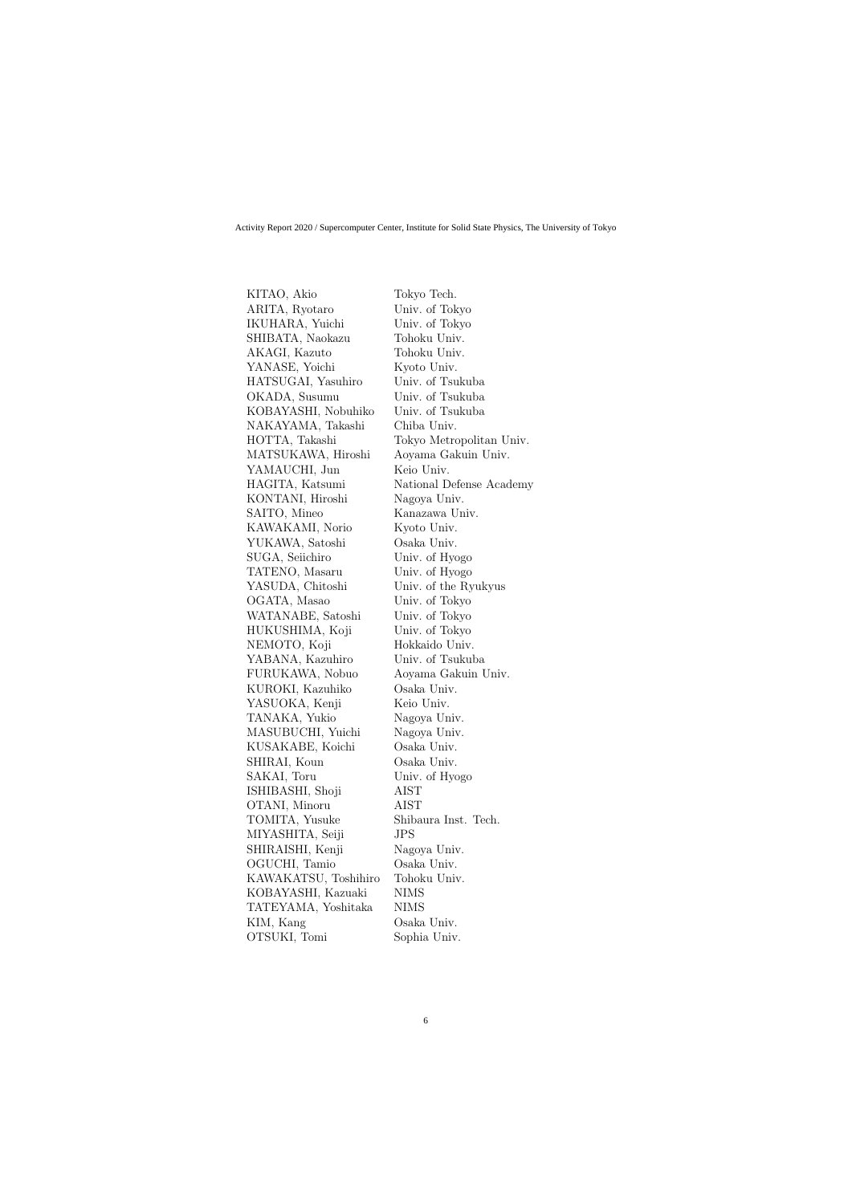| | |
|---|---|
| KITAO, Akio | Tokyo Tech. |
| ARITA, Ryotaro | Univ. of Tokyo |
| IKUHARA, Yuichi | Univ. of Tokyo |
| SHIBATA, Naokazu | Tohoku Univ. |
| AKAGI, Kazuto | Tohoku Univ. |
| YANASE, Yoichi | Kyoto Univ. |
| HATSUGAI, Yasuhiro | Univ. of Tsukuba |
| OKADA, Susumu | Univ. of Tsukuba |
| KOBAYASHI, Nobuhiko | Univ. of Tsukuba |
| NAKAYAMA, Takashi | Chiba Univ. |
| HOTTA, Takashi | Tokyo Metropolitan Univ. |
| MATSUKAWA, Hiroshi | Aoyama Gakuin Univ. |
| YAMAUCHI, Jun | Keio Univ. |
| HAGITA, Katsumi | National Defense Academy |
| KONTANI, Hiroshi | Nagoya Univ. |
| SAITO, Mineo | Kanazawa Univ. |
| KAWAKAMI, Norio | Kyoto Univ. |
| YUKAWA, Satoshi | Osaka Univ. |
| SUGA, Seiichiro | Univ. of Hyogo |
| TATENO, Masaru | Univ. of Hyogo |
| YASUDA, Chitoshi | Univ. of the Ryukyus |
| OGATA, Masao | Univ. of Tokyo |
| WATANABE, Satoshi | Univ. of Tokyo |
| HUKUSHIMA, Koji | Univ. of Tokyo |
| NEMOTO, Koji | Hokkaido Univ. |
| YABANA, Kazuhiro | Univ. of Tsukuba |
| FURUKAWA, Nobuo | Aoyama Gakuin Univ. |
| KUROKI, Kazuhiko | Osaka Univ. |
| YASUOKA, Kenji | Keio Univ. |
| TANAKA, Yukio | Nagoya Univ. |
| MASUBUCHI, Yuichi | Nagoya Univ. |
| KUSAKABE, Koichi | Osaka Univ. |
| SHIRAI, Koun | Osaka Univ. |
| SAKAI, Toru | Univ. of Hyogo |
| ISHIBASHI, Shoji | AIST |
| OTANI, Minoru | AIST |
| TOMITA, Yusuke | Shibaura Inst. Tech. |
| MIYASHITA, Seiji | JPS |
| SHIRAISHI, Kenji | Nagoya Univ. |
| OGUCHI, Tamio | Osaka Univ. |
| KAWAKATSU, Toshihiro | Tohoku Univ. |
| KOBAYASHI, Kazuaki | NIMS |
| TATEYAMA, Yoshitaka | NIMS |
| KIM, Kang | Osaka Univ. |
| OTSUKI, Tomi | Sophia Univ. |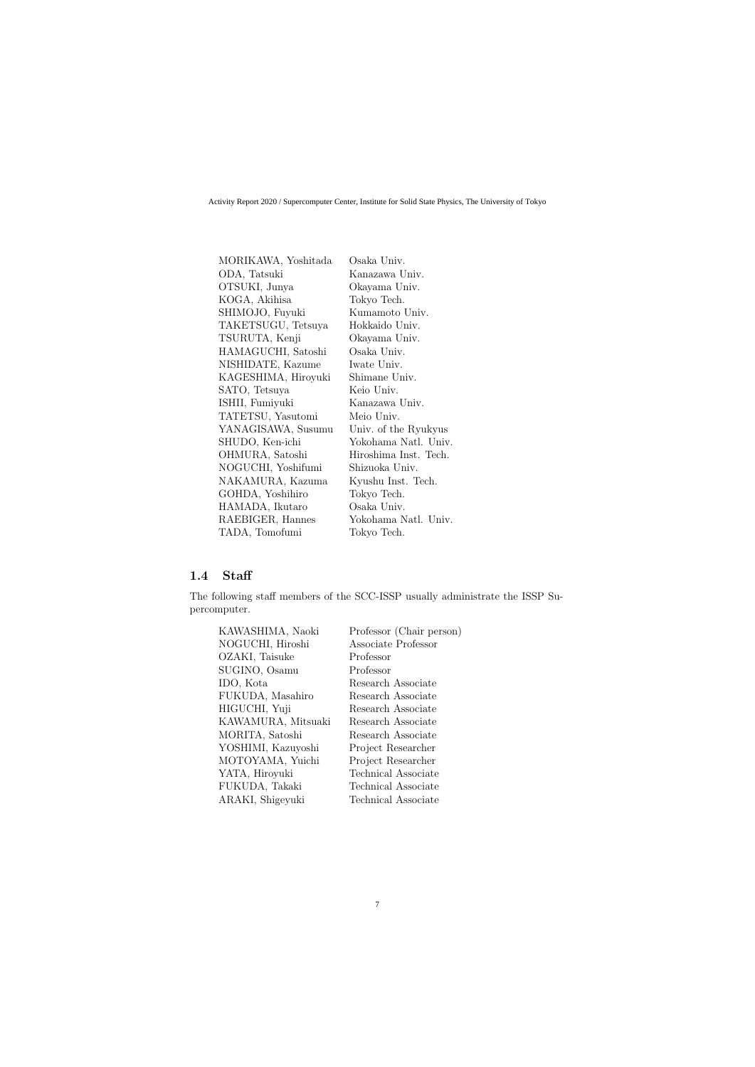| | |
|---|---|
| MORIKAWA, Yoshitada | Osaka Univ. |
| ODA, Tatsuki | Kanazawa Univ. |
| OTSUKI, Junya | Okayama Univ. |
| KOGA, Akihisa | Tokyo Tech. |
| SHIMOJO, Fuyuki | Kumamoto Univ. |
| TAKETSUGU, Tetsuya | Hokkaido Univ. |
| TSURUTA, Kenji | Okayama Univ. |
| HAMAGUCHI, Satoshi | Osaka Univ. |
| NISHIDATE, Kazume | Iwate Univ. |
| KAGESHIMA, Hiroyuki | Shimane Univ. |
| SATO, Tetsuya | Keio Univ. |
| ISHII, Fumiyuki | Kanazawa Univ. |
| TATETSU, Yasutomi | Meio Univ. |
| YANAGISAWA, Susumu | Univ. of the Ryukyus |
| SHUDO, Ken-ichi | Yokohama Natl. Univ. |
| OHMURA, Satoshi | Hiroshima Inst. Tech. |
| NOGUCHI, Yoshifumi | Shizuoka Univ. |
| NAKAMURA, Kazuma | Kyushu Inst. Tech. |
| GOHDA, Yoshihiro | Tokyo Tech. |
| HAMADA, Ikutaro | Osaka Univ. |
| RAEBIGER, Hannes | Yokohama Natl. Univ. |
| TADA, Tomofumi | Tokyo Tech. |

## 1.4 Staff

The following staff members of the SCC-ISSP usually administrate the ISSP Supercomputer.

| | |
|---|---|
| KAWASHIMA, Naoki | Professor (Chair person) |
| NOGUCHI, Hiroshi | Associate Professor |
| OZAKI, Taisuke | Professor |
| SUGINO, Osamu | Professor |
| IDO, Kota | Research Associate |
| FUKUDA, Masahiro | Research Associate |
| HIGUCHI, Yuji | Research Associate |
| KAWAMURA, Mitsuaki | Research Associate |
| MORITA, Satoshi | Research Associate |
| YOSHIMI, Kazuyoshi | Project Researcher |
| MOTOYAMA, Yuichi | Project Researcher |
| YATA, Hiroyuki | Technical Associate |
| FUKUDA, Takaki | Technical Associate |
| ARAKI, Shigeyuki | Technical Associate |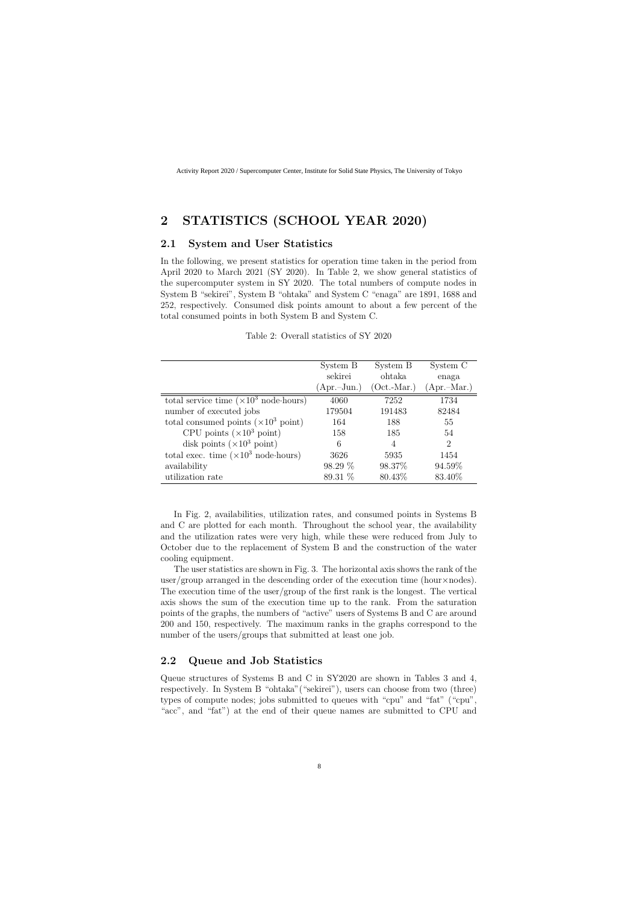# 2 STATISTICS (SCHOOL YEAR 2020)

## 2.1 System and User Statistics

In the following, we present statistics for operation time taken in the period from April 2020 to March 2021 (SY 2020). In Table 2, we show general statistics of the supercomputer system in SY 2020. The total numbers of compute nodes in System B "sekirei", System B "ohtaka" and System C "enaga" are 1891, 1688 and 252, respectively. Consumed disk points amount to about a few percent of the total consumed points in both System B and System C.

Table 2: Overall statistics of SY 2020

| | System B sekirei (Apr.–Jun.) | System B ohtaka (Oct.-Mar.) | System C enaga (Apr.–Mar.) |
|---|---|---|---|
| total service time ($\times 10^3$ node·hours) | 4060 | 7252 | 1734 |
| number of executed jobs | 179504 | 191483 | 82484 |
| total consumed points ($\times 10^3$ point) | 164 | 188 | 55 |
| CPU points ($\times 10^3$ point) | 158 | 185 | 54 |
| disk points ($\times 10^3$ point) | 6 | 4 | 2 |
| total exec. time ($\times 10^3$ node·hours) | 3626 | 5935 | 1454 |
| availability | 98.29 % | 98.37% | 94.59% |
| utilization rate | 89.31 % | 80.43% | 83.40% |

In Fig. 2, availabilities, utilization rates, and consumed points in Systems B and C are plotted for each month. Throughout the school year, the availability and the utilization rates were very high, while these were reduced from July to October due to the replacement of System B and the construction of the water cooling equipment.

The user statistics are shown in Fig. 3. The horizontal axis shows the rank of the user/group arranged in the descending order of the execution time (hour×nodes). The execution time of the user/group of the first rank is the longest. The vertical axis shows the sum of the execution time up to the rank. From the saturation points of the graphs, the numbers of "active" users of Systems B and C are around 200 and 150, respectively. The maximum ranks in the graphs correspond to the number of the users/groups that submitted at least one job.

## 2.2 Queue and Job Statistics

Queue structures of Systems B and C in SY2020 are shown in Tables 3 and 4, respectively. In System B "ohtaka"("sekirei"), users can choose from two (three) types of compute nodes; jobs submitted to queues with "cpu" and "fat" ("cpu", "acc", and "fat") at the end of their queue names are submitted to CPU and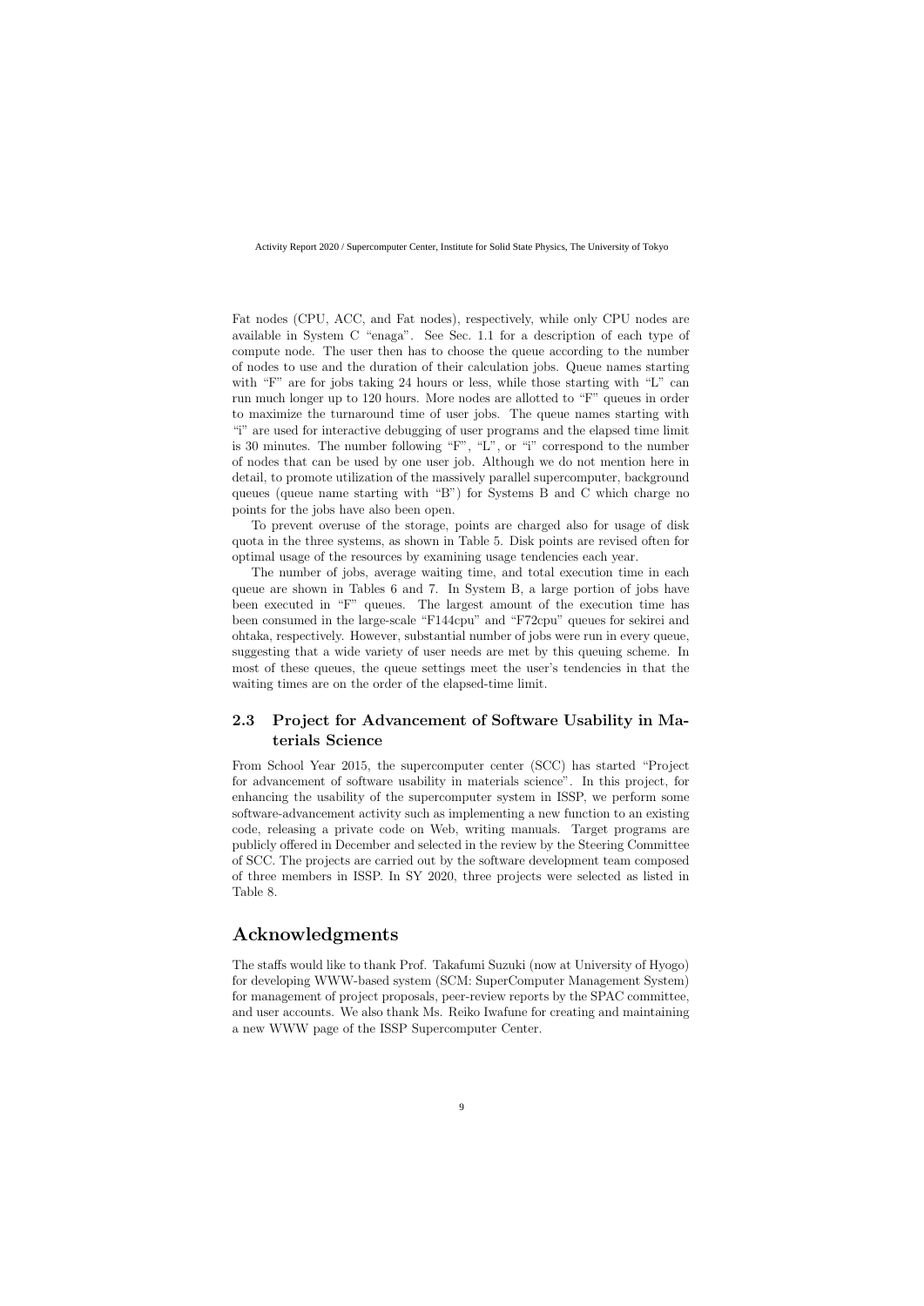Fat nodes (CPU, ACC, and Fat nodes), respectively, while only CPU nodes are available in System C "enaga". See Sec. 1.1 for a description of each type of compute node. The user then has to choose the queue according to the number of nodes to use and the duration of their calculation jobs. Queue names starting with "F" are for jobs taking 24 hours or less, while those starting with "L" can run much longer up to 120 hours. More nodes are allotted to "F" queues in order to maximize the turnaround time of user jobs. The queue names starting with "i" are used for interactive debugging of user programs and the elapsed time limit is 30 minutes. The number following "F", "L", or "i" correspond to the number of nodes that can be used by one user job. Although we do not mention here in detail, to promote utilization of the massively parallel supercomputer, background queues (queue name starting with "B") for Systems B and C which charge no points for the jobs have also been open.

To prevent overuse of the storage, points are charged also for usage of disk quota in the three systems, as shown in Table 5. Disk points are revised often for optimal usage of the resources by examining usage tendencies each year.

The number of jobs, average waiting time, and total execution time in each queue are shown in Tables 6 and 7. In System B, a large portion of jobs have been executed in "F" queues. The largest amount of the execution time has been consumed in the large-scale "F144cpu" and "F72cpu" queues for sekirei and ohtaka, respectively. However, substantial number of jobs were run in every queue, suggesting that a wide variety of user needs are met by this queuing scheme. In most of these queues, the queue settings meet the user's tendencies in that the waiting times are on the order of the elapsed-time limit.

## 2.3 Project for Advancement of Software Usability in Materials Science

From School Year 2015, the supercomputer center (SCC) has started "Project for advancement of software usability in materials science". In this project, for enhancing the usability of the supercomputer system in ISSP, we perform some software-advancement activity such as implementing a new function to an existing code, releasing a private code on Web, writing manuals. Target programs are publicly offered in December and selected in the review by the Steering Committee of SCC. The projects are carried out by the software development team composed of three members in ISSP. In SY 2020, three projects were selected as listed in Table 8.

# Acknowledgments

The staffs would like to thank Prof. Takafumi Suzuki (now at University of Hyogo) for developing WWW-based system (SCM: SuperComputer Management System) for management of project proposals, peer-review reports by the SPAC committee, and user accounts. We also thank Ms. Reiko Iwafune for creating and maintaining a new WWW page of the ISSP Supercomputer Center.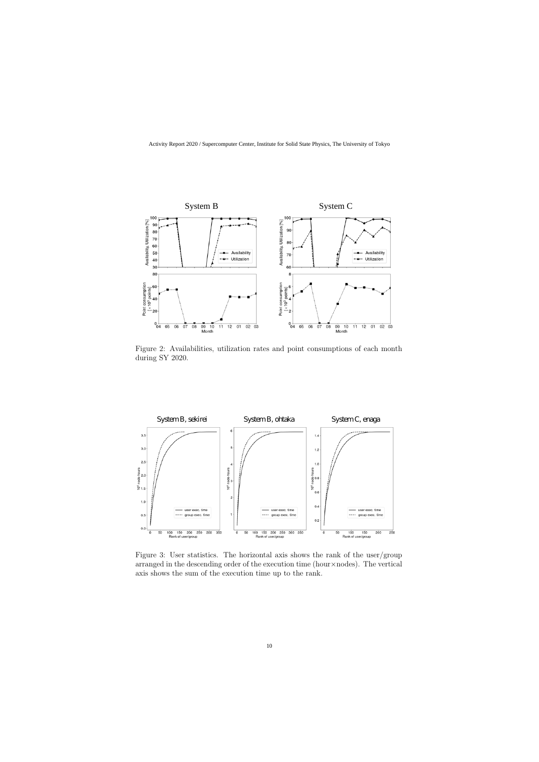Figure 2: Availabilities, utilization rates and point consumptions of each month during SY 2020.

Figure 3: User statistics. The horizontal axis shows the rank of the user/group arranged in the descending order of the execution time (hour×nodes). The vertical axis shows the sum of the execution time up to the rank.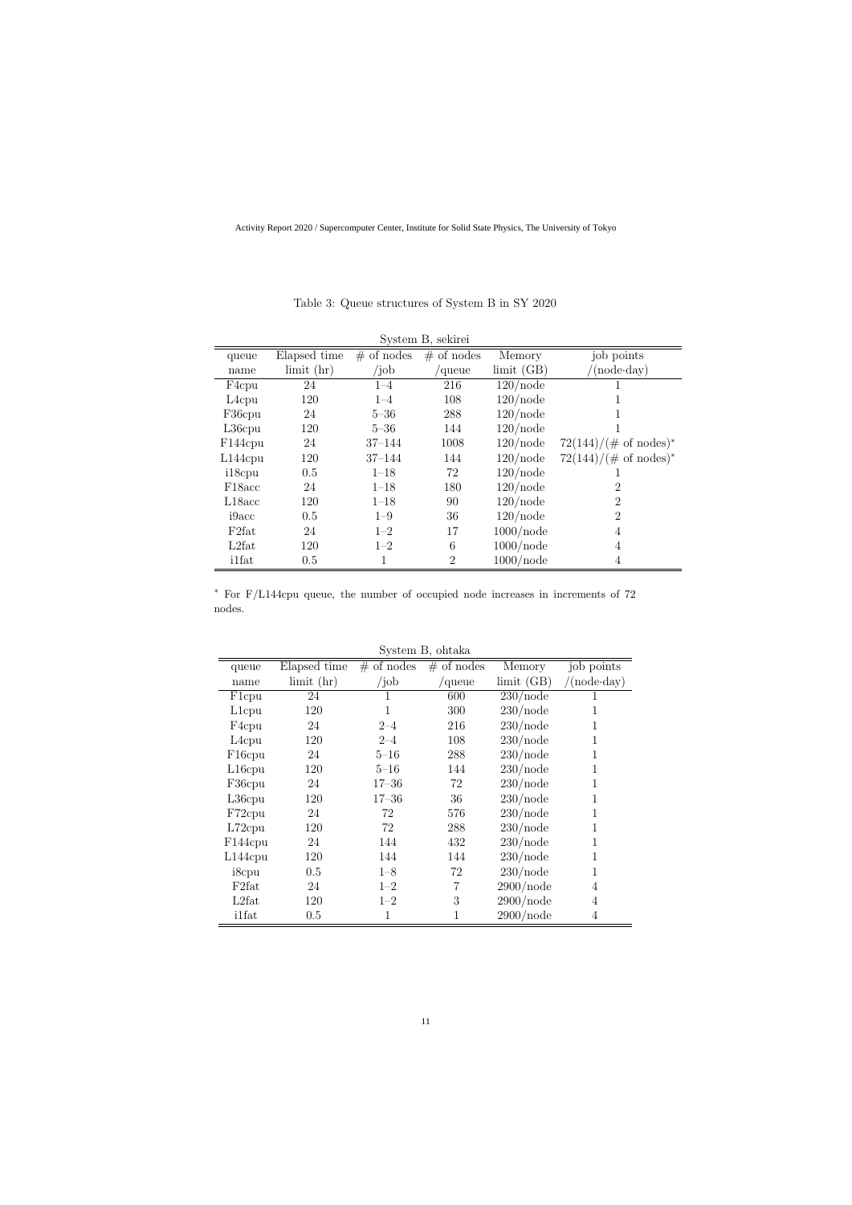Table 3: Queue structures of System B in SY 2020

System B, sekirei

| queue name | Elapsed time limit (hr) | # of nodes /job | # of nodes /queue | Memory limit (GB) | job points /(node·day) |
|---|---|---|---|---|---|
| F4cpu | 24 | 1–4 | 216 | 120/node | 1 |
| L4cpu | 120 | 1–4 | 108 | 120/node | 1 |
| F36cpu | 24 | 5–36 | 288 | 120/node | 1 |
| L36cpu | 120 | 5–36 | 144 | 120/node | 1 |
| F144cpu | 24 | 37–144 | 1008 | 120/node | 72(144)/(# of nodes)* |
| L144cpu | 120 | 37–144 | 144 | 120/node | 72(144)/(# of nodes)* |
| i18cpu | 0.5 | 1–18 | 72 | 120/node | 1 |
| F18acc | 24 | 1–18 | 180 | 120/node | 2 |
| L18acc | 120 | 1–18 | 90 | 120/node | 2 |
| i9acc | 0.5 | 1–9 | 36 | 120/node | 2 |
| F2fat | 24 | 1–2 | 17 | 1000/node | 4 |
| L2fat | 120 | 1–2 | 6 | 1000/node | 4 |
| i1fat | 0.5 | 1 | 2 | 1000/node | 4 |

* For F/L144cpu queue, the number of occupied node increases in increments of 72 nodes.

System B, ohtaka

| queue name | Elapsed time limit (hr) | # of nodes /job | # of nodes /queue | Memory limit (GB) | job points /(node·day) |
|---|---|---|---|---|---|
| F1cpu | 24 | 1 | 600 | 230/node | 1 |
| L1cpu | 120 | 1 | 300 | 230/node | 1 |
| F4cpu | 24 | 2–4 | 216 | 230/node | 1 |
| L4cpu | 120 | 2–4 | 108 | 230/node | 1 |
| F16cpu | 24 | 5–16 | 288 | 230/node | 1 |
| L16cpu | 120 | 5–16 | 144 | 230/node | 1 |
| F36cpu | 24 | 17–36 | 72 | 230/node | 1 |
| L36cpu | 120 | 17–36 | 36 | 230/node | 1 |
| F72cpu | 24 | 72 | 576 | 230/node | 1 |
| L72cpu | 120 | 72 | 288 | 230/node | 1 |
| F144cpu | 24 | 144 | 432 | 230/node | 1 |
| L144cpu | 120 | 144 | 144 | 230/node | 1 |
| i8cpu | 0.5 | 1–8 | 72 | 230/node | 1 |
| F2fat | 24 | 1–2 | 7 | 2900/node | 4 |
| L2fat | 120 | 1–2 | 3 | 2900/node | 4 |
| i1fat | 0.5 | 1 | 1 | 2900/node | 4 |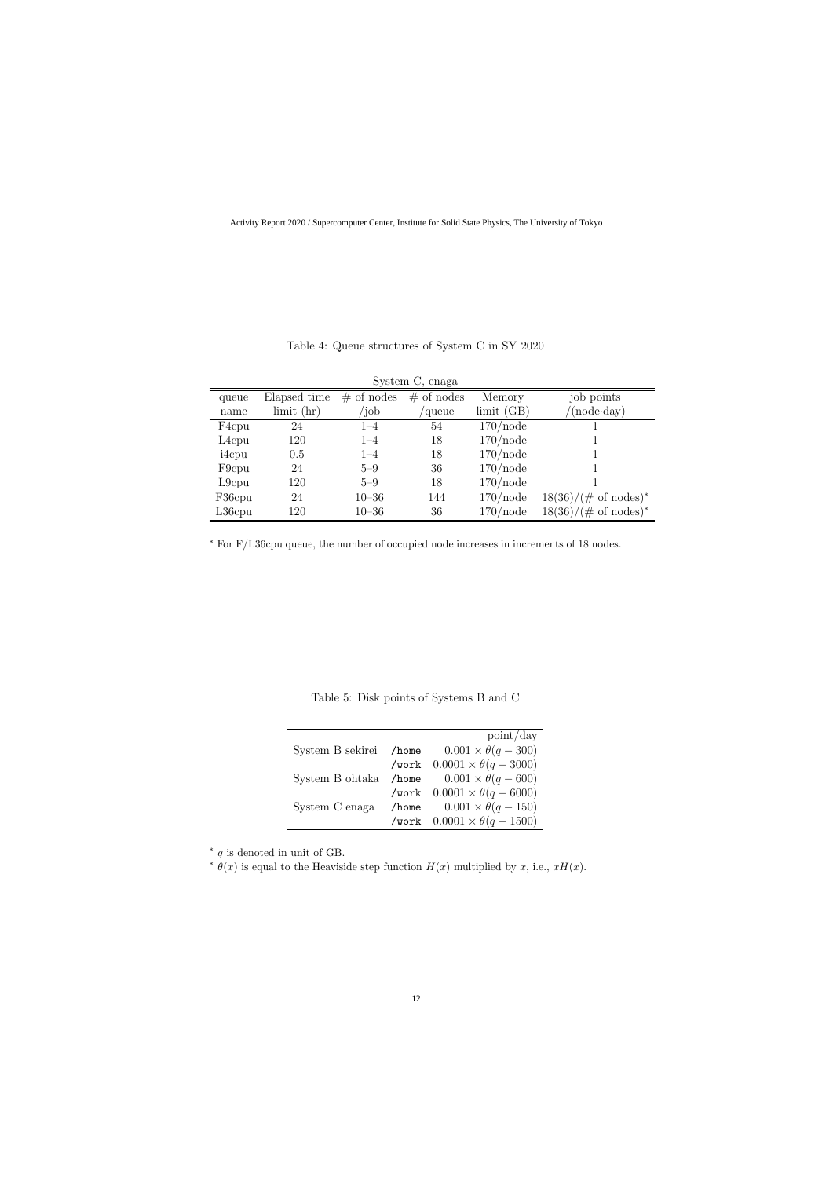Table 4: Queue structures of System C in SY 2020

System C, enaga

| queue name | Elapsed time limit (hr) | # of nodes /job | # of nodes /queue | Memory limit (GB) | job points /(node·day) |
|---|---|---|---|---|---|
| F4cpu | 24 | 1–4 | 54 | 170/node | 1 |
| L4cpu | 120 | 1–4 | 18 | 170/node | 1 |
| i4cpu | 0.5 | 1–4 | 18 | 170/node | 1 |
| F9cpu | 24 | 5–9 | 36 | 170/node | 1 |
| L9cpu | 120 | 5–9 | 18 | 170/node | 1 |
| F36cpu | 24 | 10–36 | 144 | 170/node | 18(36)/(# of nodes)* |
| L36cpu | 120 | 10–36 | 36 | 170/node | 18(36)/(# of nodes)* |

* For F/L36cpu queue, the number of occupied node increases in increments of 18 nodes.

Table 5: Disk points of Systems B and C

| | | point/day |
|---|---|---|
| System B sekirei | /home | $0.001 \times \theta(q - 300)$ |
| | /work | $0.0001 \times \theta(q - 3000)$ |
| System B ohtaka | /home | $0.001 \times \theta(q - 600)$ |
| | /work | $0.0001 \times \theta(q - 6000)$ |
| System C enaga | /home | $0.001 \times \theta(q - 150)$ |
| | /work | $0.0001 \times \theta(q - 1500)$ |

* $q$ is denoted in unit of GB.

* $\theta(x)$ is equal to the Heaviside step function $H(x)$ multiplied by $x$, i.e., $xH(x)$.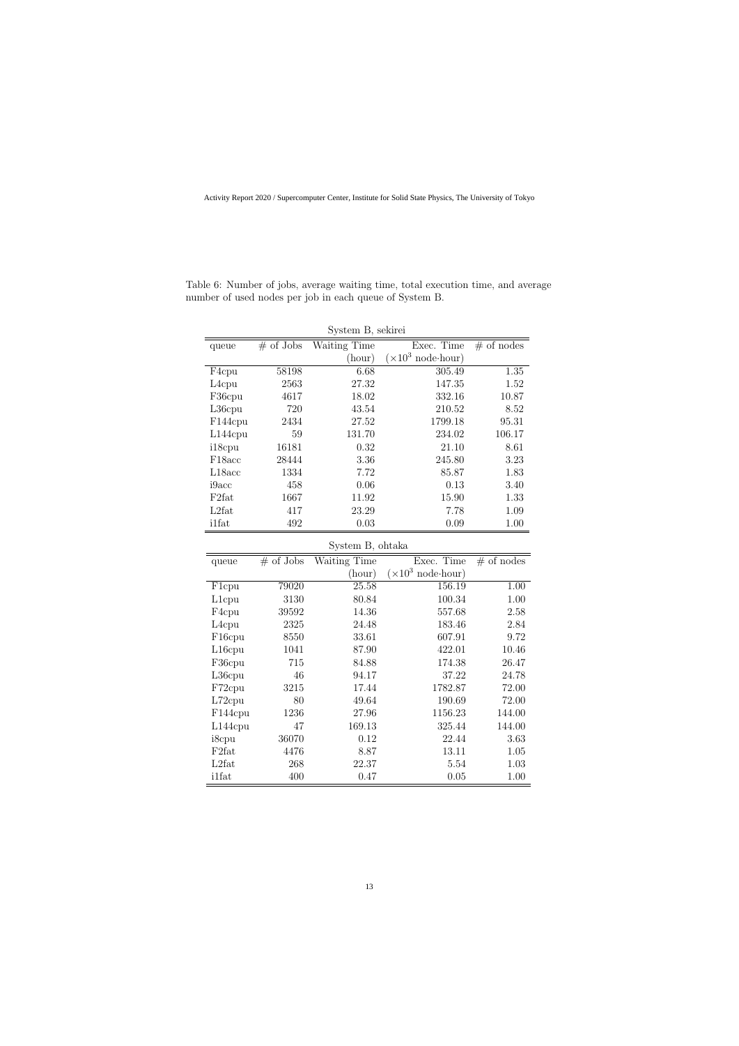Table 6: Number of jobs, average waiting time, total execution time, and average number of used nodes per job in each queue of System B.

System B, sekirei

| queue | # of Jobs | Waiting Time (hour) | Exec. Time ($\times 10^3$ node·hour) | # of nodes |
|---|---|---|---|---|
| F4cpu | 58198 | 6.68 | 305.49 | 1.35 |
| L4cpu | 2563 | 27.32 | 147.35 | 1.52 |
| F36cpu | 4617 | 18.02 | 332.16 | 10.87 |
| L36cpu | 720 | 43.54 | 210.52 | 8.52 |
| F144cpu | 2434 | 27.52 | 1799.18 | 95.31 |
| L144cpu | 59 | 131.70 | 234.02 | 106.17 |
| i18cpu | 16181 | 0.32 | 21.10 | 8.61 |
| F18acc | 28444 | 3.36 | 245.80 | 3.23 |
| L18acc | 1334 | 7.72 | 85.87 | 1.83 |
| i9acc | 458 | 0.06 | 0.13 | 3.40 |
| F2fat | 1667 | 11.92 | 15.90 | 1.33 |
| L2fat | 417 | 23.29 | 7.78 | 1.09 |
| i1fat | 492 | 0.03 | 0.09 | 1.00 |

System B, ohtaka

| queue | # of Jobs | Waiting Time (hour) | Exec. Time ($\times 10^3$ node·hour) | # of nodes |
|---|---|---|---|---|
| F1cpu | 79020 | 25.58 | 156.19 | 1.00 |
| L1cpu | 3130 | 80.84 | 100.34 | 1.00 |
| F4cpu | 39592 | 14.36 | 557.68 | 2.58 |
| L4cpu | 2325 | 24.48 | 183.46 | 2.84 |
| F16cpu | 8550 | 33.61 | 607.91 | 9.72 |
| L16cpu | 1041 | 87.90 | 422.01 | 10.46 |
| F36cpu | 715 | 84.88 | 174.38 | 26.47 |
| L36cpu | 46 | 94.17 | 37.22 | 24.78 |
| F72cpu | 3215 | 17.44 | 1782.87 | 72.00 |
| L72cpu | 80 | 49.64 | 190.69 | 72.00 |
| F144cpu | 1236 | 27.96 | 1156.23 | 144.00 |
| L144cpu | 47 | 169.13 | 325.44 | 144.00 |
| i8cpu | 36070 | 0.12 | 22.44 | 3.63 |
| F2fat | 4476 | 8.87 | 13.11 | 1.05 |
| L2fat | 268 | 22.37 | 5.54 | 1.03 |
| i1fat | 400 | 0.47 | 0.05 | 1.00 |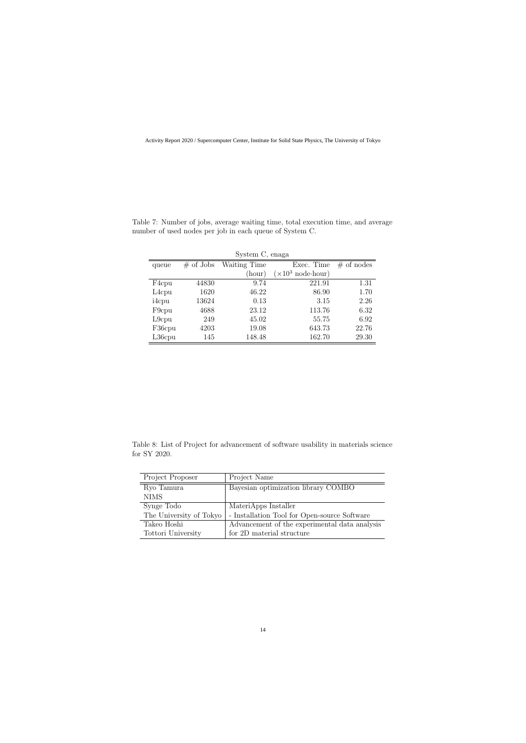Table 7: Number of jobs, average waiting time, total execution time, and average number of used nodes per job in each queue of System C.

System C, enaga

| queue | # of Jobs | Waiting Time (hour) | Exec. Time ($\times 10^3$ node·hour) | # of nodes |
|---|---|---|---|---|
| F4cpu | 44830 | 9.74 | 221.91 | 1.31 |
| L4cpu | 1620 | 46.22 | 86.90 | 1.70 |
| i4cpu | 13624 | 0.13 | 3.15 | 2.26 |
| F9cpu | 4688 | 23.12 | 113.76 | 6.32 |
| L9cpu | 249 | 45.02 | 55.75 | 6.92 |
| F36cpu | 4203 | 19.08 | 643.73 | 22.76 |
| L36cpu | 145 | 148.48 | 162.70 | 29.30 |

Table 8: List of Project for advancement of software usability in materials science for SY 2020.

| Project Proposer | Project Name |
|---|---|
| Ryo Tamura<br>NIMS | Bayesian optimization library COMBO |
| Synge Todo<br>The University of Tokyo | MateriApps Installer<br>- Installation Tool for Open-source Software |
| Takeo Hoshi<br>Tottori University | Advancement of the experimental data analysis for 2D material structure |